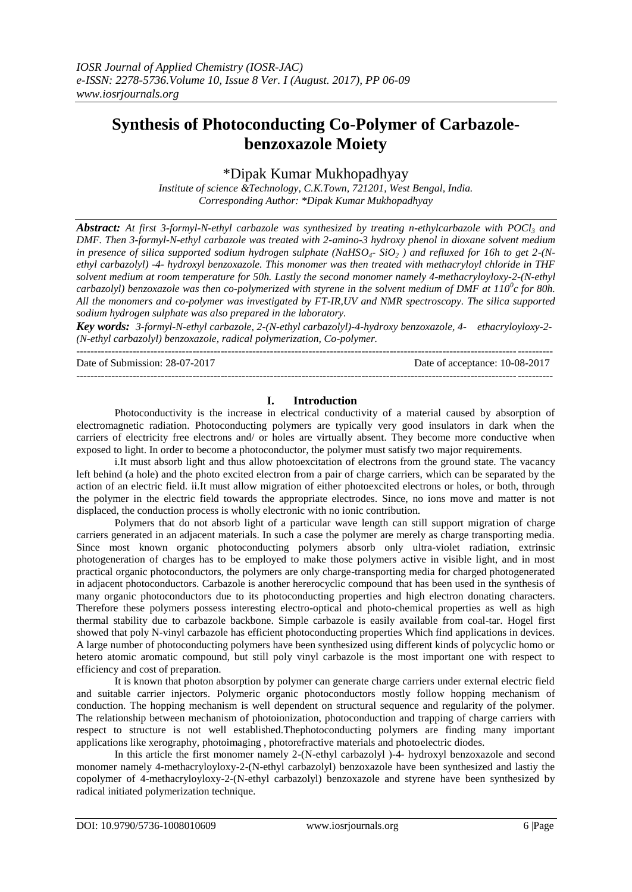# Synthesis of Photoconducting Co-Polymer of Carbazole-benzoxazole Moiety

*Dipak Kumar Mukhopadhyay

*Institute of science &Technology, C.K.Town, 721201, West Bengal, India.*
*Corresponding Author: *Dipak Kumar Mukhopadhyay*

***Abstract:*** *At first 3-formyl-N-ethyl carbazole was synthesized by treating n-ethylcarbazole with $POCl_3$ and DMF. Then 3-formyl-N-ethyl carbazole was treated with 2-amino-3 hydroxy phenol in dioxane solvent medium in presence of silica supported sodium hydrogen sulphate ($NaHSO_4$- $SiO_2$ ) and refluxed for 16h to get 2-(N-ethyl carbazolyl) -4- hydroxyl benzoxazole. This monomer was then treated with methacryloyl chloride in THF solvent medium at room temperature for 50h. Lastly the second monomer namely 4-methacryloyloxy-2-(N-ethyl carbazolyl) benzoxazole was then co-polymerized with styrene in the solvent medium of DMF at $110^0c$ for 80h. All the monomers and co-polymer was investigated by FT-IR,UV and NMR spectroscopy. The silica supported sodium hydrogen sulphate was also prepared in the laboratory.*

***Key words:*** *3-formyl-N-ethyl carbazole, 2-(N-ethyl carbazolyl)-4-hydroxy benzoxazole, 4- ethacryloyloxy-2-(N-ethyl carbazolyl) benzoxazole, radical polymerization, Co-polymer.*

---

Date of Submission: 28-07-2017 Date of acceptance: 10-08-2017

---

## I. Introduction

Photoconductivity is the increase in electrical conductivity of a material caused by absorption of electromagnetic radiation. Photoconducting polymers are typically very good insulators in dark when the carriers of electricity free electrons and/ or holes are virtually absent. They become more conductive when exposed to light. In order to become a photoconductor, the polymer must satisfy two major requirements.

i.It must absorb light and thus allow photoexcitation of electrons from the ground state. The vacancy left behind (a hole) and the photo excited electron from a pair of charge carriers, which can be separated by the action of an electric field. ii.It must allow migration of either photoexcited electrons or holes, or both, through the polymer in the electric field towards the appropriate electrodes. Since, no ions move and matter is not displaced, the conduction process is wholly electronic with no ionic contribution.

Polymers that do not absorb light of a particular wave length can still support migration of charge carriers generated in an adjacent materials. In such a case the polymer are merely as charge transporting media. Since most known organic photoconducting polymers absorb only ultra-violet radiation, extrinsic photogeneration of charges has to be employed to make those polymers active in visible light, and in most practical organic photoconductors, the polymers are only charge-transporting media for charged photogenerated in adjacent photoconductors. Carbazole is another hererocyclic compound that has been used in the synthesis of many organic photoconductors due to its photoconducting properties and high electron donating characters. Therefore these polymers possess interesting electro-optical and photo-chemical properties as well as high thermal stability due to carbazole backbone. Simple carbazole is easily available from coal-tar. Hogel first showed that poly N-vinyl carbazole has efficient photoconducting properties Which find applications in devices. A large number of photoconducting polymers have been synthesized using different kinds of polycyclic homo or hetero atomic aromatic compound, but still poly vinyl carbazole is the most important one with respect to efficiency and cost of preparation.

It is known that photon absorption by polymer can generate charge carriers under external electric field and suitable carrier injectors. Polymeric organic photoconductors mostly follow hopping mechanism of conduction. The hopping mechanism is well dependent on structural sequence and regularity of the polymer. The relationship between mechanism of photoionization, photoconduction and trapping of charge carriers with respect to structure is not well established.Thephotoconducting polymers are finding many important applications like xerography, photoimaging , photorefractive materials and photoelectric diodes.

In this article the first monomer namely 2-(N-ethyl carbazolyl )-4- hydroxyl benzoxazole and second monomer namely 4-methacryloyloxy-2-(N-ethyl carbazolyl) benzoxazole have been synthesized and lastiy the copolymer of 4-methacryloyloxy-2-(N-ethyl carbazolyl) benzoxazole and styrene have been synthesized by radical initiated polymerization technique.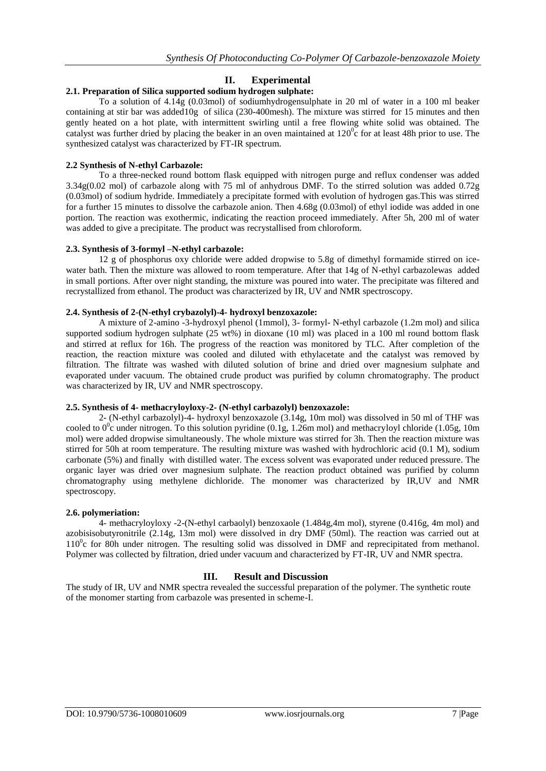## II. Experimental

### 2.1. Preparation of Silica supported sodium hydrogen sulphate:

To a solution of 4.14g (0.03mol) of sodiumhydrogensulphate in 20 ml of water in a 100 ml beaker containing at stir bar was added10g of silica (230-400mesh). The mixture was stirred for 15 minutes and then gently heated on a hot plate, with intermittent swirling until a free flowing white solid was obtained. The catalyst was further dried by placing the beaker in an oven maintained at $120^0$c for at least 48h prior to use. The synthesized catalyst was characterized by FT-IR spectrum.

### 2.2 Synthesis of N-ethyl Carbazole:

To a three-necked round bottom flask equipped with nitrogen purge and reflux condenser was added 3.34g(0.02 mol) of carbazole along with 75 ml of anhydrous DMF. To the stirred solution was added 0.72g (0.03mol) of sodium hydride. Immediately a precipitate formed with evolution of hydrogen gas.This was stirred for a further 15 minutes to dissolve the carbazole anion. Then 4.68g (0.03mol) of ethyl iodide was added in one portion. The reaction was exothermic, indicating the reaction proceed immediately. After 5h, 200 ml of water was added to give a precipitate. The product was recrystallised from chloroform.

### 2.3. Synthesis of 3-formyl –N-ethyl carbazole:

12 g of phosphorus oxy chloride were added dropwise to 5.8g of dimethyl formamide stirred on ice-water bath. Then the mixture was allowed to room temperature. After that 14g of N-ethyl carbazolewas added in small portions. After over night standing, the mixture was poured into water. The precipitate was filtered and recrystallized from ethanol. The product was characterized by IR, UV and NMR spectroscopy.

### 2.4. Synthesis of 2-(N-ethyl crybazolyl)-4- hydroxyl benzoxazole:

A mixture of 2-amino -3-hydroxyl phenol (1mmol), 3- formyl- N-ethyl carbazole (1.2m mol) and silica supported sodium hydrogen sulphate (25 wt%) in dioxane (10 ml) was placed in a 100 ml round bottom flask and stirred at reflux for 16h. The progress of the reaction was monitored by TLC. After completion of the reaction, the reaction mixture was cooled and diluted with ethylacetate and the catalyst was removed by filtration. The filtrate was washed with diluted solution of brine and dried over magnesium sulphate and evaporated under vacuum. The obtained crude product was purified by column chromatography. The product was characterized by IR, UV and NMR spectroscopy.

### 2.5. Synthesis of 4- methacryloyloxy-2- (N-ethyl carbazolyl) benzoxazole:

2- (N-ethyl carbazolyl)-4- hydroxyl benzoxazole (3.14g, 10m mol) was dissolved in 50 ml of THF was cooled to $0^0$c under nitrogen. To this solution pyridine (0.1g, 1.26m mol) and methacryloyl chloride (1.05g, 10m mol) were added dropwise simultaneously. The whole mixture was stirred for 3h. Then the reaction mixture was stirred for 50h at room temperature. The resulting mixture was washed with hydrochloric acid (0.1 M), sodium carbonate (5%) and finally with distilled water. The excess solvent was evaporated under reduced pressure. The organic layer was dried over magnesium sulphate. The reaction product obtained was purified by column chromatography using methylene dichloride. The monomer was characterized by IR,UV and NMR spectroscopy.

### 2.6. polymeriation:

4- methacryloyloxy -2-(N-ethyl carbaolyl) benzoxaole (1.484g,4m mol), styrene (0.416g, 4m mol) and azobisisobutyronitrile (2.14g, 13m mol) were dissolved in dry DMF (50ml). The reaction was carried out at $110^0$c for 80h under nitrogen. The resulting solid was dissolved in DMF and reprecipitated from methanol. Polymer was collected by filtration, dried under vacuum and characterized by FT-IR, UV and NMR spectra.

## III. Result and Discussion

The study of IR, UV and NMR spectra revealed the successful preparation of the polymer. The synthetic route of the monomer starting from carbazole was presented in scheme-I.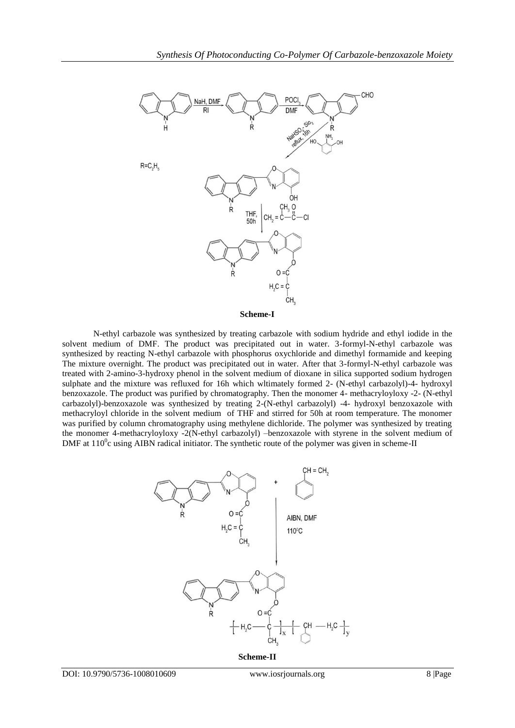Scheme-I

N-ethyl carbazole was synthesized by treating carbazole with sodium hydride and ethyl iodide in the solvent medium of DMF. The product was precipitated out in water. 3-formyl-N-ethyl carbazole was synthesized by reacting N-ethyl carbazole with phosphorus oxychloride and dimethyl formamide and keeping The mixture overnight. The product was precipitated out in water. After that 3-formyl-N-ethyl carbazole was treated with 2-amino-3-hydroxy phenol in the solvent medium of dioxane in silica supported sodium hydrogen sulphate and the mixture was refluxed for 16h which wltimately formed 2- (N-ethyl carbazolyl)-4- hydroxyl benzoxazole. The product was purified by chromatography. Then the monomer 4- methacryloyloxy -2- (N-ethyl carbazolyl)-benzoxazole was synthesized by treating 2-(N-ethyl carbazolyl) -4- hydroxyl benzoxazole with methacryloyl chloride in the solvent medium of THF and stirred for 50h at room temperature. The monomer was purified by column chromatography using methylene dichloride. The polymer was synthesized by treating the monomer 4-methacryloyloxy -2(N-ethyl carbazolyl) –benzoxazole with styrene in the solvent medium of DMF at $110^0$c using AIBN radical initiator. The synthetic route of the polymer was given in scheme-II

Scheme-II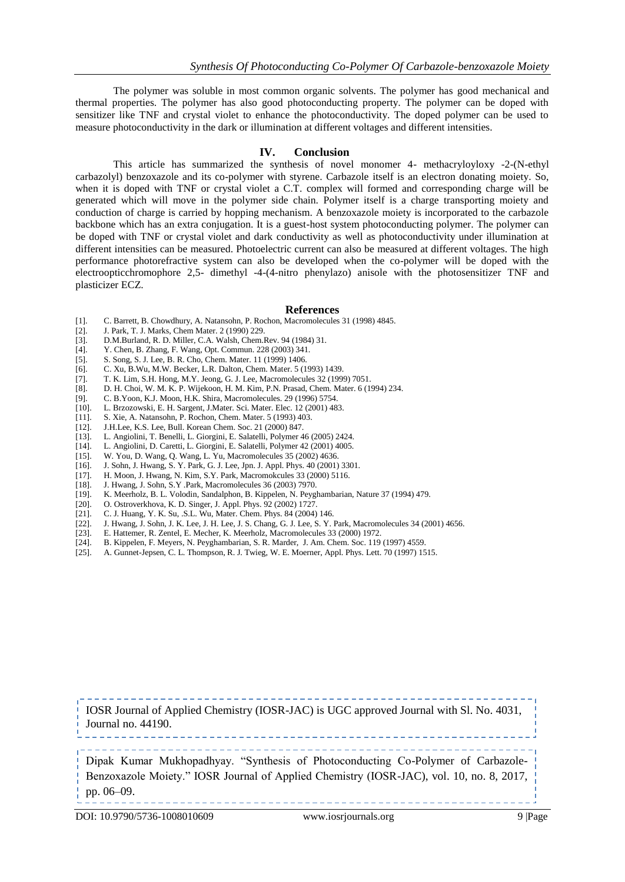The polymer was soluble in most common organic solvents. The polymer has good mechanical and thermal properties. The polymer has also good photoconducting property. The polymer can be doped with sensitizer like TNF and crystal violet to enhance the photoconductivity. The doped polymer can be used to measure photoconductivity in the dark or illumination at different voltages and different intensities.

## IV. Conclusion

This article has summarized the synthesis of novel monomer 4- methacryloyloxy -2-(N-ethyl carbazolyl) benzoxazole and its co-polymer with styrene. Carbazole itself is an electron donating moiety. So, when it is doped with TNF or crystal violet a C.T. complex will formed and corresponding charge will be generated which will move in the polymer side chain. Polymer itself is a charge transporting moiety and conduction of charge is carried by hopping mechanism. A benzoxazole moiety is incorporated to the carbazole backbone which has an extra conjugation. It is a guest-host system photoconducting polymer. The polymer can be doped with TNF or crystal violet and dark conductivity as well as photoconductivity under illumination at different intensities can be measured. Photoelectric current can also be measured at different voltages. The high performance photorefractive system can also be developed when the co-polymer will be doped with the electroopticchromophore 2,5- dimethyl -4-(4-nitro phenylazo) anisole with the photosensitizer TNF and plasticizer ECZ.

## References

[1]. C. Barrett, B. Chowdhury, A. Natansohn, P. Rochon, Macromolecules 31 (1998) 4845.
[2]. J. Park, T. J. Marks, Chem Mater. 2 (1990) 229.
[3]. D.M.Burland, R. D. Miller, C.A. Walsh, Chem.Rev. 94 (1984) 31.
[4]. Y. Chen, B. Zhang, F. Wang, Opt. Commun. 228 (2003) 341.
[5]. S. Song, S. J. Lee, B. R. Cho, Chem. Mater. 11 (1999) 1406.
[6]. C. Xu, B.Wu, M.W. Becker, L.R. Dalton, Chem. Mater. 5 (1993) 1439.
[7]. T. K. Lim, S.H. Hong, M.Y. Jeong, G. J. Lee, Macromolecules 32 (1999) 7051.
[8]. D. H. Choi, W. M. K. P. Wijekoon, H. M. Kim, P.N. Prasad, Chem. Mater. 6 (1994) 234.
[9]. C. B.Yoon, K.J. Moon, H.K. Shira, Macromolecules. 29 (1996) 5754.
[10]. L. Brzozowski, E. H. Sargent, J.Mater. Sci. Mater. Elec. 12 (2001) 483.
[11]. S. Xie, A. Natansohn, P. Rochon, Chem. Mater. 5 (1993) 403.
[12]. J.H.Lee, K.S. Lee, Bull. Korean Chem. Soc. 21 (2000) 847.
[13]. L. Angiolini, T. Benelli, L. Giorgini, E. Salatelli, Polymer 46 (2005) 2424.
[14]. L. Angiolini, D. Caretti, L. Giorgini, E. Salatelli, Polymer 42 (2001) 4005.
[15]. W. You, D. Wang, Q. Wang, L. Yu, Macromolecules 35 (2002) 4636.
[16]. J. Sohn, J. Hwang, S. Y. Park, G. J. Lee, Jpn. J. Appl. Phys. 40 (2001) 3301.
[17]. H. Moon, J. Hwang, N. Kim, S.Y. Park, Macromokcules 33 (2000) 5116.
[18]. J. Hwang, J. Sohn, S.Y .Park, Macromolecules 36 (2003) 7970.
[19]. K. Meerholz, B. L. Volodin, Sandalphon, B. Kippelen, N. Peyghambarian, Nature 37 (1994) 479.
[20]. O. Ostroverkhova, K. D. Singer, J. Appl. Phys. 92 (2002) 1727.
[21]. C. J. Huang, Y. K. Su, .S.L. Wu, Mater. Chem. Phys. 84 (2004) 146.
[22]. J. Hwang, J. Sohn, J. K. Lee, J. H. Lee, J. S. Chang, G. J. Lee, S. Y. Park, Macromolecules 34 (2001) 4656.
[23]. E. Hattemer, R. Zentel, E. Mecher, K. Meerholz, Macromolecules 33 (2000) 1972.
[24]. B. Kippelen, F. Meyers, N. Peyghambarian, S. R. Marder, J. Am. Chem. Soc. 119 (1997) 4559.
[25]. A. Gunnet-Jepsen, C. L. Thompson, R. J. Twieg, W. E. Moerner, Appl. Phys. Lett. 70 (1997) 1515.

IOSR Journal of Applied Chemistry (IOSR-JAC) is UGC approved Journal with Sl. No. 4031, Journal no. 44190.

Dipak Kumar Mukhopadhyay. "Synthesis of Photoconducting Co-Polymer of Carbazole-Benzoxazole Moiety." IOSR Journal of Applied Chemistry (IOSR-JAC), vol. 10, no. 8, 2017, pp. 06–09.